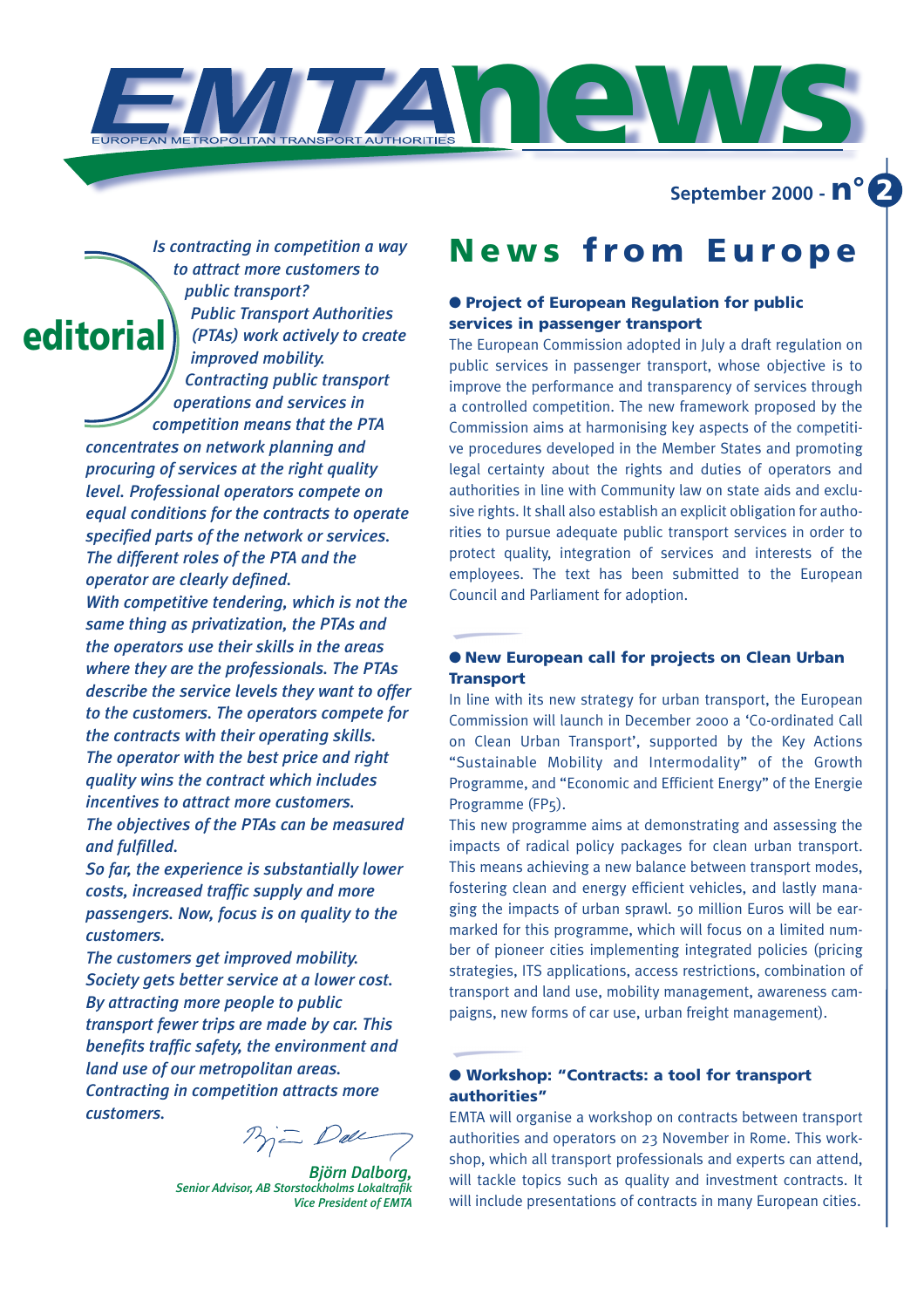# EMTA news

EUROPEAN METROPOLITAN TRANSPORT AUTHORITIES

**September 2000 - n° 2**

## editorial

*Is contracting in competition a way to attract more customers to public transport?*

*Public Transport Authorities (PTAs) work actively to create improved mobility.*

*Contracting public transport operations and services in competition means that the PTA concentrates on network planning and procuring of services at the right quality level. Professional operators compete on equal conditions for the contracts to operate specified parts of the network or services. The different roles of the PTA and the operator are clearly defined.*

*With competitive tendering, which is not the same thing as privatization, the PTAs and the operators use their skills in the areas where they are the professionals. The PTAs describe the service levels they want to offer to the customers. The operators compete for the contracts with their operating skills. The operator with the best price and right quality wins the contract which includes incentives to attract more customers.*

*The objectives of the PTAs can be measured and fulfilled.*

*So far, the experience is substantially lower costs, increased traffic supply and more passengers. Now, focus is on quality to the customers.*

*The customers get improved mobility. Society gets better service at a lower cost. By attracting more people to public transport fewer trips are made by car. This benefits traffic safety, the environment and land use of our metropolitan areas. Contracting in competition attracts more customers.*

***Björn Dalborg,***
*Senior Advisor, AB Storstockholms Lokaltrafik*
*Vice President of EMTA*

# News from Europe

### ● Project of European Regulation for public services in passenger transport

The European Commission adopted in July a draft regulation on public services in passenger transport, whose objective is to improve the performance and transparency of services through a controlled competition. The new framework proposed by the Commission aims at harmonising key aspects of the competitive procedures developed in the Member States and promoting legal certainty about the rights and duties of operators and authorities in line with Community law on state aids and exclusive rights. It shall also establish an explicit obligation for authorities to pursue adequate public transport services in order to protect quality, integration of services and interests of the employees. The text has been submitted to the European Council and Parliament for adoption.

### ● New European call for projects on Clean Urban Transport

In line with its new strategy for urban transport, the European Commission will launch in December 2000 a 'Co-ordinated Call on Clean Urban Transport', supported by the Key Actions "Sustainable Mobility and Intermodality" of the Growth Programme, and "Economic and Efficient Energy" of the Energie Programme (FP5).

This new programme aims at demonstrating and assessing the impacts of radical policy packages for clean urban transport. This means achieving a new balance between transport modes, fostering clean and energy efficient vehicles, and lastly managing the impacts of urban sprawl. 50 million Euros will be earmarked for this programme, which will focus on a limited number of pioneer cities implementing integrated policies (pricing strategies, ITS applications, access restrictions, combination of transport and land use, mobility management, awareness campaigns, new forms of car use, urban freight management).

### ● Workshop: "Contracts: a tool for transport authorities"

EMTA will organise a workshop on contracts between transport authorities and operators on 23 November in Rome. This workshop, which all transport professionals and experts can attend, will tackle topics such as quality and investment contracts. It will include presentations of contracts in many European cities.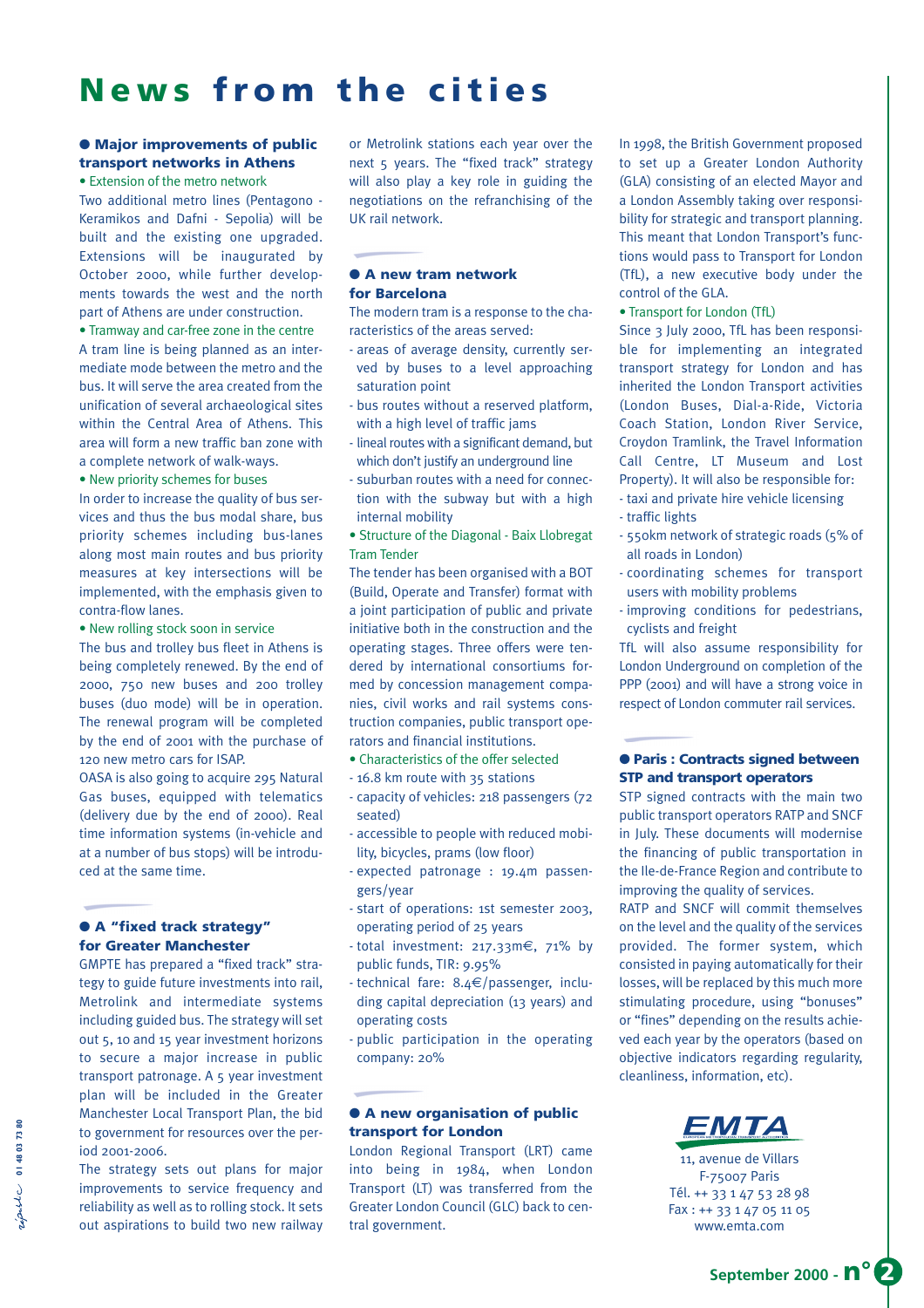# News from the cities

## ● Major improvements of public transport networks in Athens

• Extension of the metro network

Two additional metro lines (Pentagono - Keramikos and Dafni - Sepolia) will be built and the existing one upgraded. Extensions will be inaugurated by October 2000, while further developments towards the west and the north part of Athens are under construction.

• Tramway and car-free zone in the centre

A tram line is being planned as an intermediate mode between the metro and the bus. It will serve the area created from the unification of several archaeological sites within the Central Area of Athens. This area will form a new traffic ban zone with a complete network of walk-ways.

• New priority schemes for buses

In order to increase the quality of bus services and thus the bus modal share, bus priority schemes including bus-lanes along most main routes and bus priority measures at key intersections will be implemented, with the emphasis given to contra-flow lanes.

• New rolling stock soon in service

The bus and trolley bus fleet in Athens is being completely renewed. By the end of 2000, 750 new buses and 200 trolley buses (duo mode) will be in operation. The renewal program will be completed by the end of 2001 with the purchase of 120 new metro cars for ISAP.

OASA is also going to acquire 295 Natural Gas buses, equipped with telematics (delivery due by the end of 2000). Real time information systems (in-vehicle and at a number of bus stops) will be introduced at the same time.

## ● A "fixed track strategy" for Greater Manchester

GMPTE has prepared a "fixed track" strategy to guide future investments into rail, Metrolink and intermediate systems including guided bus. The strategy will set out 5, 10 and 15 year investment horizons to secure a major increase in public transport patronage. A 5 year investment plan will be included in the Greater Manchester Local Transport Plan, the bid to government for resources over the period 2001-2006.

The strategy sets out plans for major improvements to service frequency and reliability as well as to rolling stock. It sets out aspirations to build two new railway or Metrolink stations each year over the next 5 years. The "fixed track" strategy will also play a key role in guiding the negotiations on the refranchising of the UK rail network.

## ● A new tram network for Barcelona

The modern tram is a response to the characteristics of the areas served:

- areas of average density, currently served by buses to a level approaching saturation point
- bus routes without a reserved platform, with a high level of traffic jams
- lineal routes with a significant demand, but which don't justify an underground line
- suburban routes with a need for connection with the subway but with a high internal mobility

• Structure of the Diagonal - Baix Llobregat Tram Tender

The tender has been organised with a BOT (Build, Operate and Transfer) format with a joint participation of public and private initiative both in the construction and the operating stages. Three offers were tendered by international consortiums formed by concession management companies, civil works and rail systems construction companies, public transport operators and financial institutions.

• Characteristics of the offer selected

- 16.8 km route with 35 stations
- capacity of vehicles: 218 passengers (72 seated)
- accessible to people with reduced mobility, bicycles, prams (low floor)
- expected patronage : 19.4m passengers/year
- start of operations: 1st semester 2003, operating period of 25 years
- total investment: 217.33m€, 71% by public funds, TIR: 9.95%
- technical fare: 8.4€/passenger, including capital depreciation (13 years) and operating costs
- public participation in the operating company: 20%

## ● A new organisation of public transport for London

London Regional Transport (LRT) came into being in 1984, when London Transport (LT) was transferred from the Greater London Council (GLC) back to central government.

In 1998, the British Government proposed to set up a Greater London Authority (GLA) consisting of an elected Mayor and a London Assembly taking over responsibility for strategic and transport planning. This meant that London Transport's functions would pass to Transport for London (TfL), a new executive body under the control of the GLA.

• Transport for London (TfL)

Since 3 July 2000, TfL has been responsible for implementing an integrated transport strategy for London and has inherited the London Transport activities (London Buses, Dial-a-Ride, Victoria Coach Station, London River Service, Croydon Tramlink, the Travel Information Call Centre, LT Museum and Lost Property). It will also be responsible for:

- taxi and private hire vehicle licensing
- traffic lights
- 550km network of strategic roads (5% of all roads in London)
- coordinating schemes for transport users with mobility problems
- improving conditions for pedestrians, cyclists and freight

TfL will also assume responsibility for London Underground on completion of the PPP (2001) and will have a strong voice in respect of London commuter rail services.

## ● Paris : Contracts signed between STP and transport operators

STP signed contracts with the main two public transport operators RATP and SNCF in July. These documents will modernise the financing of public transportation in the Ile-de-France Region and contribute to improving the quality of services.

RATP and SNCF will commit themselves on the level and the quality of the services provided. The former system, which consisted in paying automatically for their losses, will be replaced by this much more stimulating procedure, using "bonuses" or "fines" depending on the results achieved each year by the operators (based on objective indicators regarding regularity, cleanliness, information, etc).

EMTA
11, avenue de Villars
F-75007 Paris
Tél. ++ 33 1 47 53 28 98
Fax : ++ 33 1 47 05 11 05
www.emta.com

September 2000 - n° 2